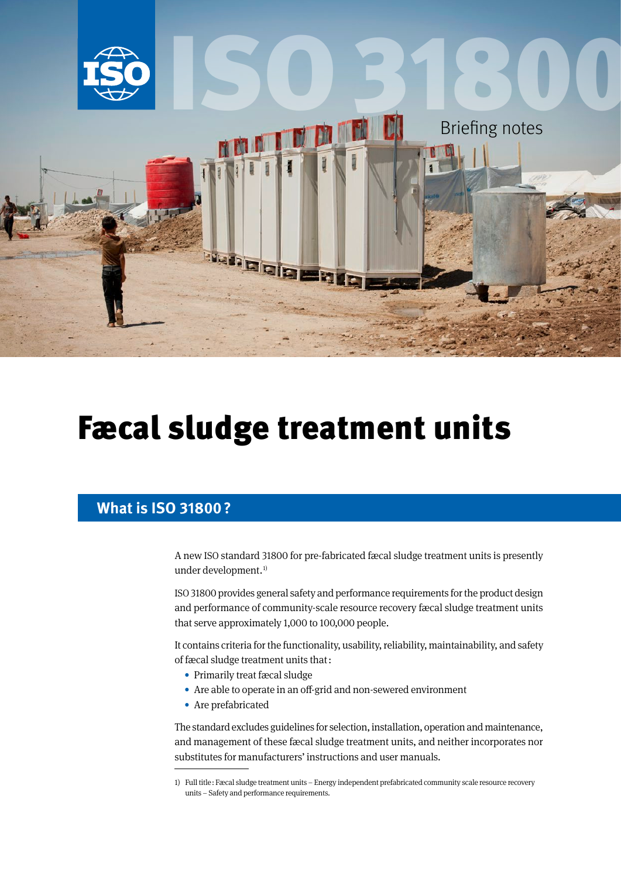ISO 31800

Briefing notes

# Fæcal sludge treatment units

## What is ISO 31800 ?

A new ISO standard 31800 for pre-fabricated fæcal sludge treatment units is presently under development.[1)]

ISO 31800 provides general safety and performance requirements for the product design and performance of community-scale resource recovery fæcal sludge treatment units that serve approximately 1,000 to 100,000 people.

It contains criteria for the functionality, usability, reliability, maintainability, and safety of fæcal sludge treatment units that :

- Primarily treat fæcal sludge
- Are able to operate in an off-grid and non-sewered environment
- Are prefabricated

The standard excludes guidelines for selection, installation, operation and maintenance, and management of these fæcal sludge treatment units, and neither incorporates nor substitutes for manufacturers' instructions and user manuals.

1) Full title : Fæcal sludge treatment units – Energy independent prefabricated community scale resource recovery units – Safety and performance requirements.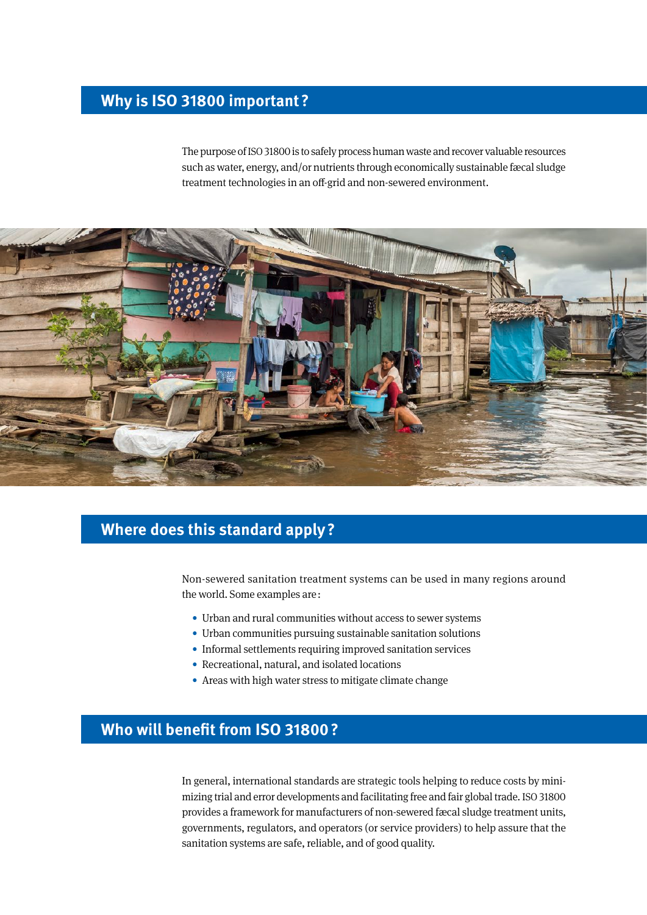## Why is ISO 31800 important?

The purpose of ISO 31800 is to safely process human waste and recover valuable resources such as water, energy, and/or nutrients through economically sustainable fæcal sludge treatment technologies in an off-grid and non-sewered environment.

## Where does this standard apply?

Non-sewered sanitation treatment systems can be used in many regions around the world. Some examples are:

- Urban and rural communities without access to sewer systems
- Urban communities pursuing sustainable sanitation solutions
- Informal settlements requiring improved sanitation services
- Recreational, natural, and isolated locations
- Areas with high water stress to mitigate climate change

## Who will benefit from ISO 31800?

In general, international standards are strategic tools helping to reduce costs by minimizing trial and error developments and facilitating free and fair global trade. ISO 31800 provides a framework for manufacturers of non-sewered fæcal sludge treatment units, governments, regulators, and operators (or service providers) to help assure that the sanitation systems are safe, reliable, and of good quality.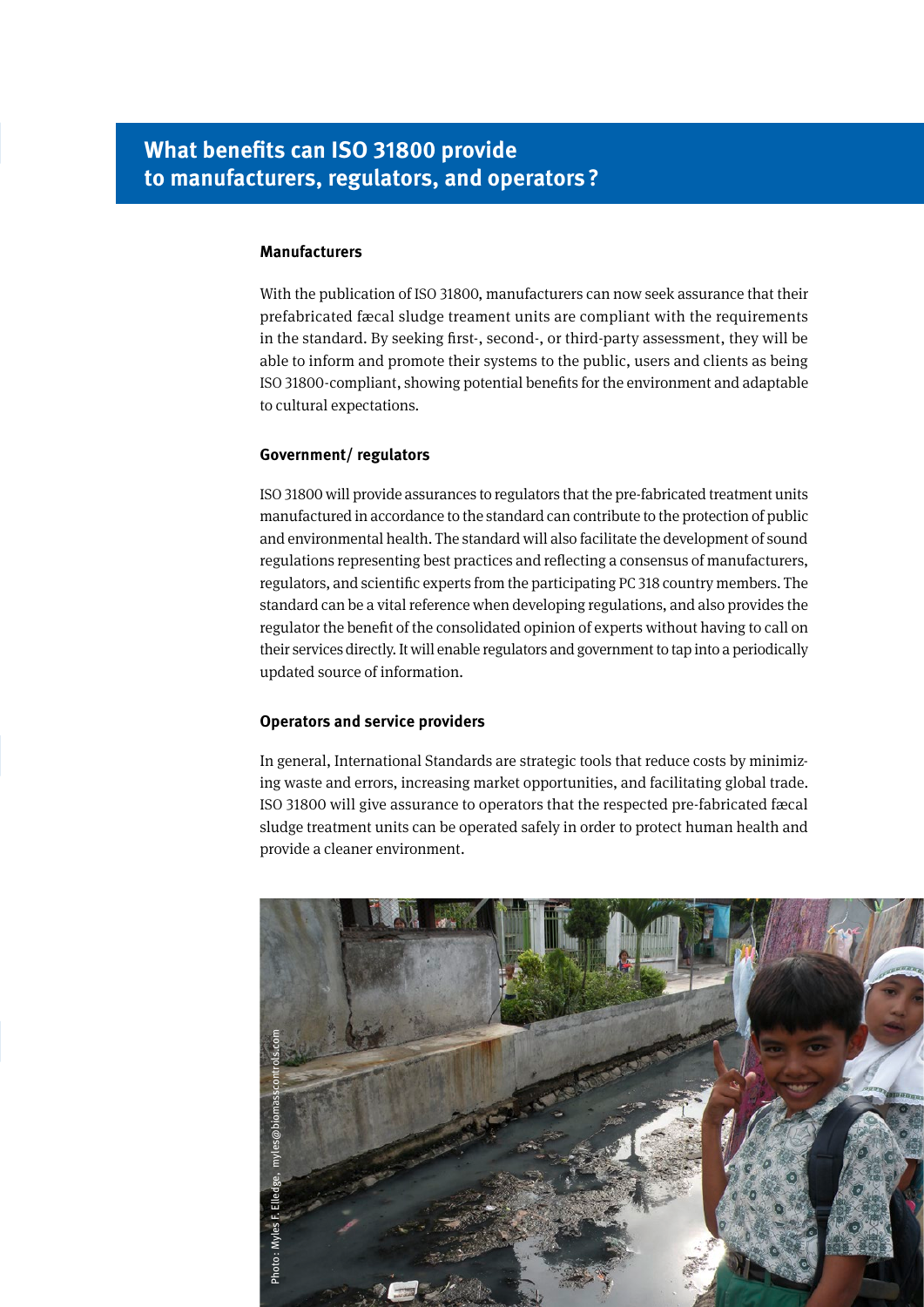## What benefits can ISO 31800 provide to manufacturers, regulators, and operators ?

### Manufacturers

With the publication of ISO 31800, manufacturers can now seek assurance that their prefabricated fæcal sludge treament units are compliant with the requirements in the standard. By seeking first-, second-, or third-party assessment, they will be able to inform and promote their systems to the public, users and clients as being ISO 31800-compliant, showing potential benefits for the environment and adaptable to cultural expectations.

### Government/ regulators

ISO 31800 will provide assurances to regulators that the pre-fabricated treatment units manufactured in accordance to the standard can contribute to the protection of public and environmental health. The standard will also facilitate the development of sound regulations representing best practices and reflecting a consensus of manufacturers, regulators, and scientific experts from the participating PC 318 country members. The standard can be a vital reference when developing regulations, and also provides the regulator the benefit of the consolidated opinion of experts without having to call on their services directly. It will enable regulators and government to tap into a periodically updated source of information.

### Operators and service providers

In general, International Standards are strategic tools that reduce costs by minimizing waste and errors, increasing market opportunities, and facilitating global trade. ISO 31800 will give assurance to operators that the respected pre-fabricated fæcal sludge treatment units can be operated safely in order to protect human health and provide a cleaner environment.

Photo: Myles F. Elledge, myles@biomasscontrols.com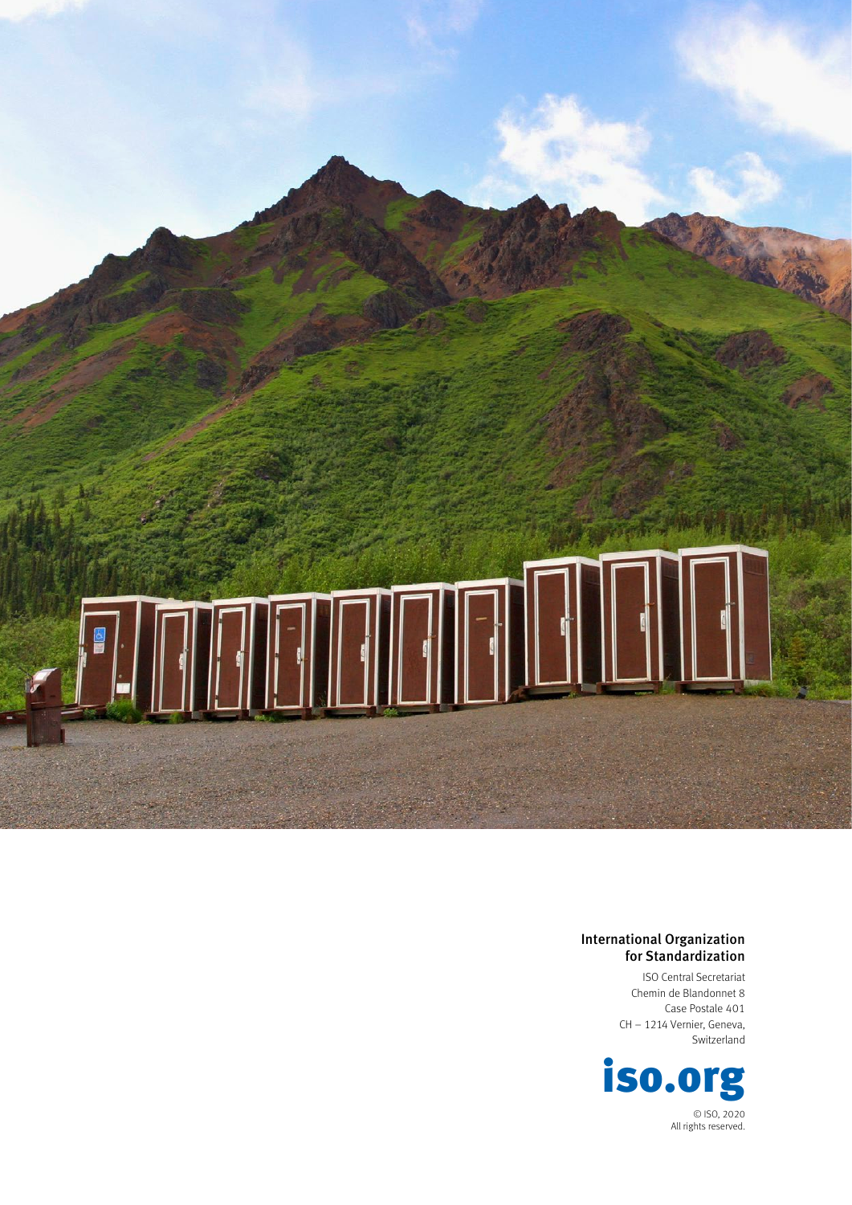**International Organization for Standardization**

ISO Central Secretariat
Chemin de Blandonnet 8
Case Postale 401
CH – 1214 Vernier, Geneva,
Switzerland

**iso.org**

© ISO, 2020
All rights reserved.